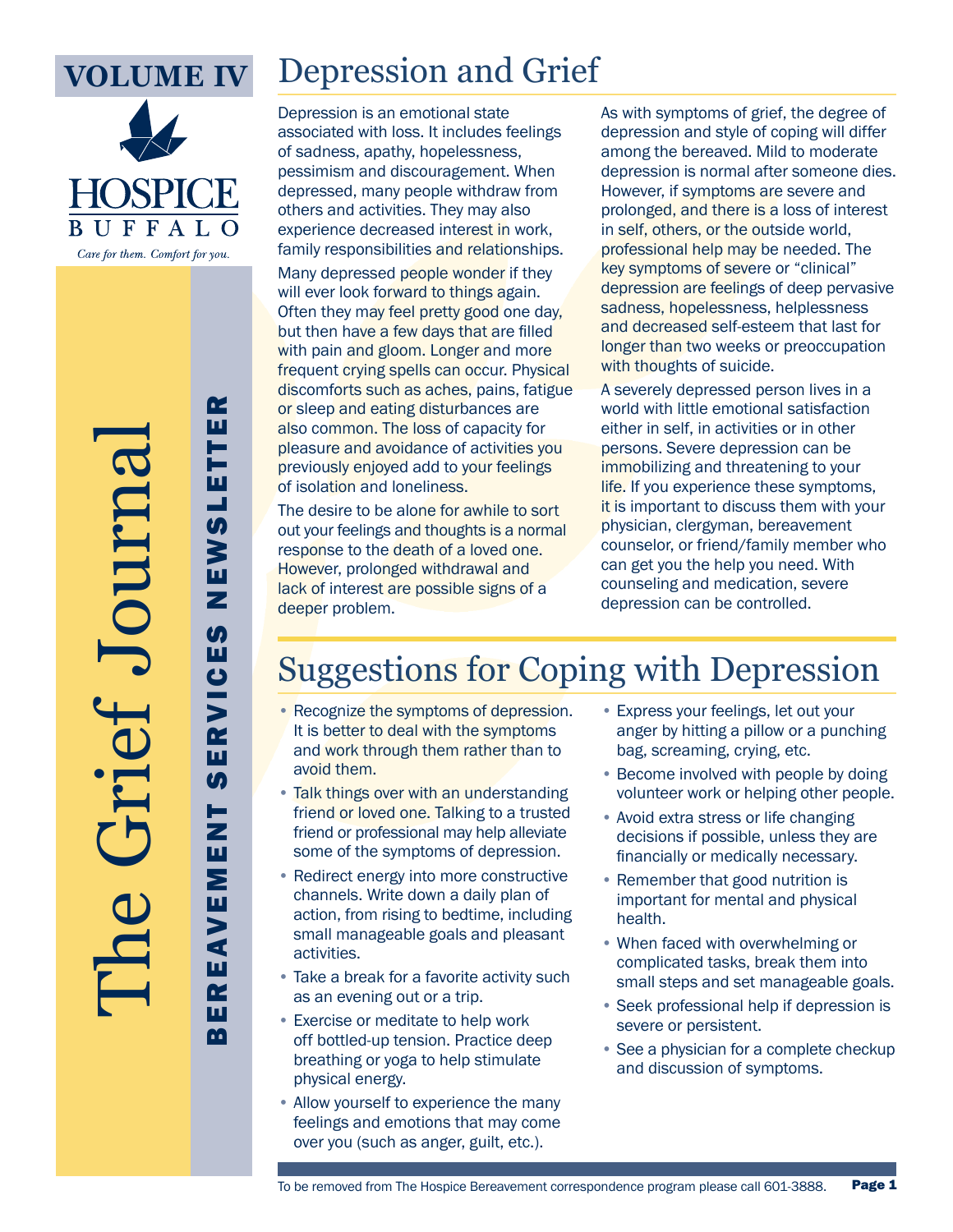# VOLUME IV

HOSPICE BUFFALO

*Care for them. Comfort for you.*

The Grief Journal

**BEREAVEMENT SERVICES NEWSLETTER**

## Depression and Grief

Depression is an emotional state associated with loss. It includes feelings of sadness, apathy, hopelessness, pessimism and discouragement. When depressed, many people withdraw from others and activities. They may also experience decreased interest in work, family responsibilities and relationships.

Many depressed people wonder if they will ever look forward to things again. Often they may feel pretty good one day, but then have a few days that are filled with pain and gloom. Longer and more frequent crying spells can occur. Physical discomforts such as aches, pains, fatigue or sleep and eating disturbances are also common. The loss of capacity for pleasure and avoidance of activities you previously enjoyed add to your feelings of isolation and loneliness.

The desire to be alone for awhile to sort out your feelings and thoughts is a normal response to the death of a loved one. However, prolonged withdrawal and lack of interest are possible signs of a deeper problem.

As with symptoms of grief, the degree of depression and style of coping will differ among the bereaved. Mild to moderate depression is normal after someone dies. However, if symptoms are severe and prolonged, and there is a loss of interest in self, others, or the outside world, professional help may be needed. The key symptoms of severe or "clinical" depression are feelings of deep pervasive sadness, hopelessness, helplessness and decreased self-esteem that last for longer than two weeks or preoccupation with thoughts of suicide.

A severely depressed person lives in a world with little emotional satisfaction either in self, in activities or in other persons. Severe depression can be immobilizing and threatening to your life. If you experience these symptoms, it is important to discuss them with your physician, clergyman, bereavement counselor, or friend/family member who can get you the help you need. With counseling and medication, severe depression can be controlled.

## Suggestions for Coping with Depression

- Recognize the symptoms of depression. It is better to deal with the symptoms and work through them rather than to avoid them.
- Talk things over with an understanding friend or loved one. Talking to a trusted friend or professional may help alleviate some of the symptoms of depression.
- Redirect energy into more constructive channels. Write down a daily plan of action, from rising to bedtime, including small manageable goals and pleasant activities.
- Take a break for a favorite activity such as an evening out or a trip.
- Exercise or meditate to help work off bottled-up tension. Practice deep breathing or yoga to help stimulate physical energy.
- Allow yourself to experience the many feelings and emotions that may come over you (such as anger, guilt, etc.).
- Express your feelings, let out your anger by hitting a pillow or a punching bag, screaming, crying, etc.
- Become involved with people by doing volunteer work or helping other people.
- Avoid extra stress or life changing decisions if possible, unless they are financially or medically necessary.
- Remember that good nutrition is important for mental and physical health.
- When faced with overwhelming or complicated tasks, break them into small steps and set manageable goals.
- Seek professional help if depression is severe or persistent.
- See a physician for a complete checkup and discussion of symptoms.

To be removed from The Hospice Bereavement correspondence program please call 601-3888.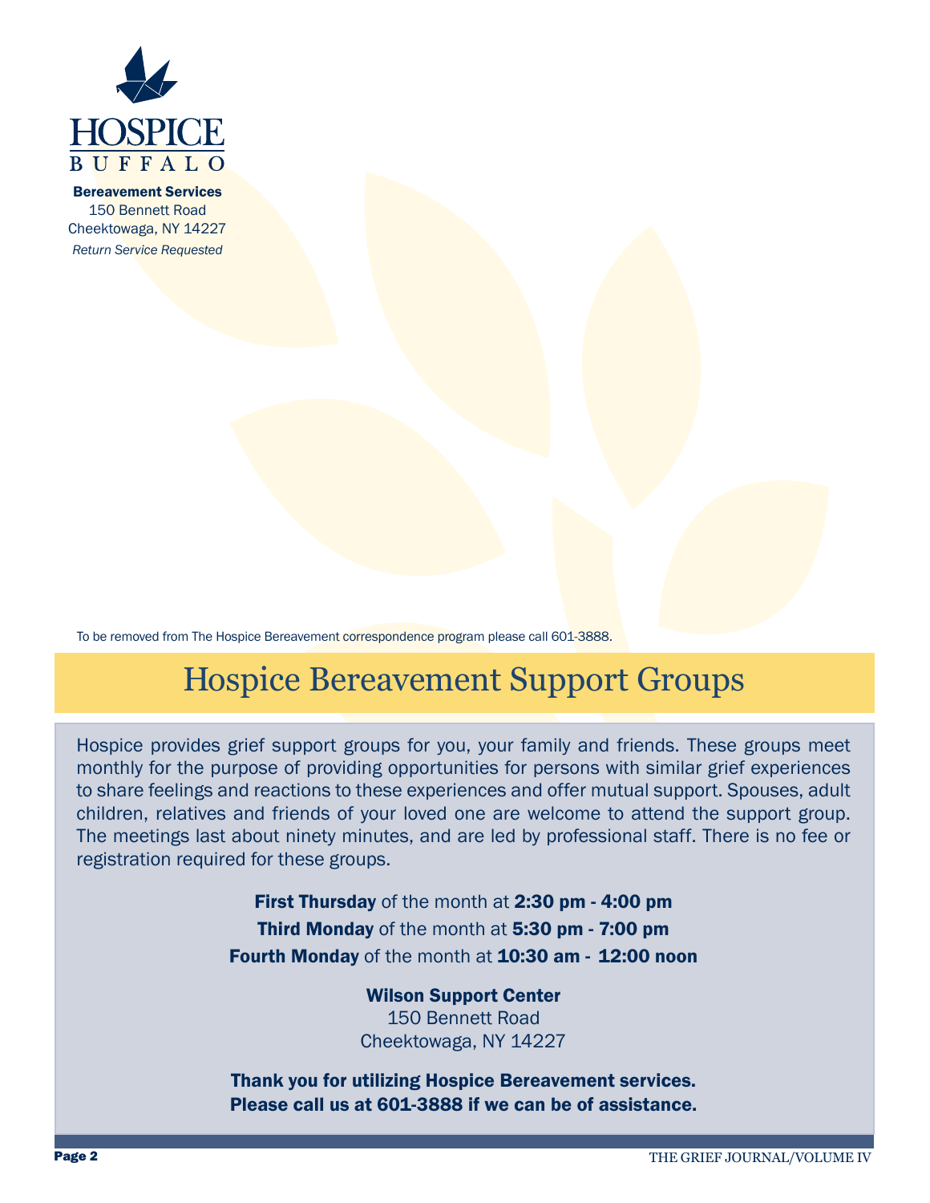HOSPICE
BUFFALO

**Bereavement Services**
150 Bennett Road
Cheektowaga, NY 14227
*Return Service Requested*

To be removed from The Hospice Bereavement correspondence program please call 601-3888.

# Hospice Bereavement Support Groups

Hospice provides grief support groups for you, your family and friends. These groups meet monthly for the purpose of providing opportunities for persons with similar grief experiences to share feelings and reactions to these experiences and offer mutual support. Spouses, adult children, relatives and friends of your loved one are welcome to attend the support group. The meetings last about ninety minutes, and are led by professional staff. There is no fee or registration required for these groups.

**First Thursday** of the month at **2:30 pm - 4:00 pm**
**Third Monday** of the month at **5:30 pm - 7:00 pm**
**Fourth Monday** of the month at **10:30 am - 12:00 noon**

**Wilson Support Center**
150 Bennett Road
Cheektowaga, NY 14227

**Thank you for utilizing Hospice Bereavement services.**
**Please call us at 601-3888 if we can be of assistance.**